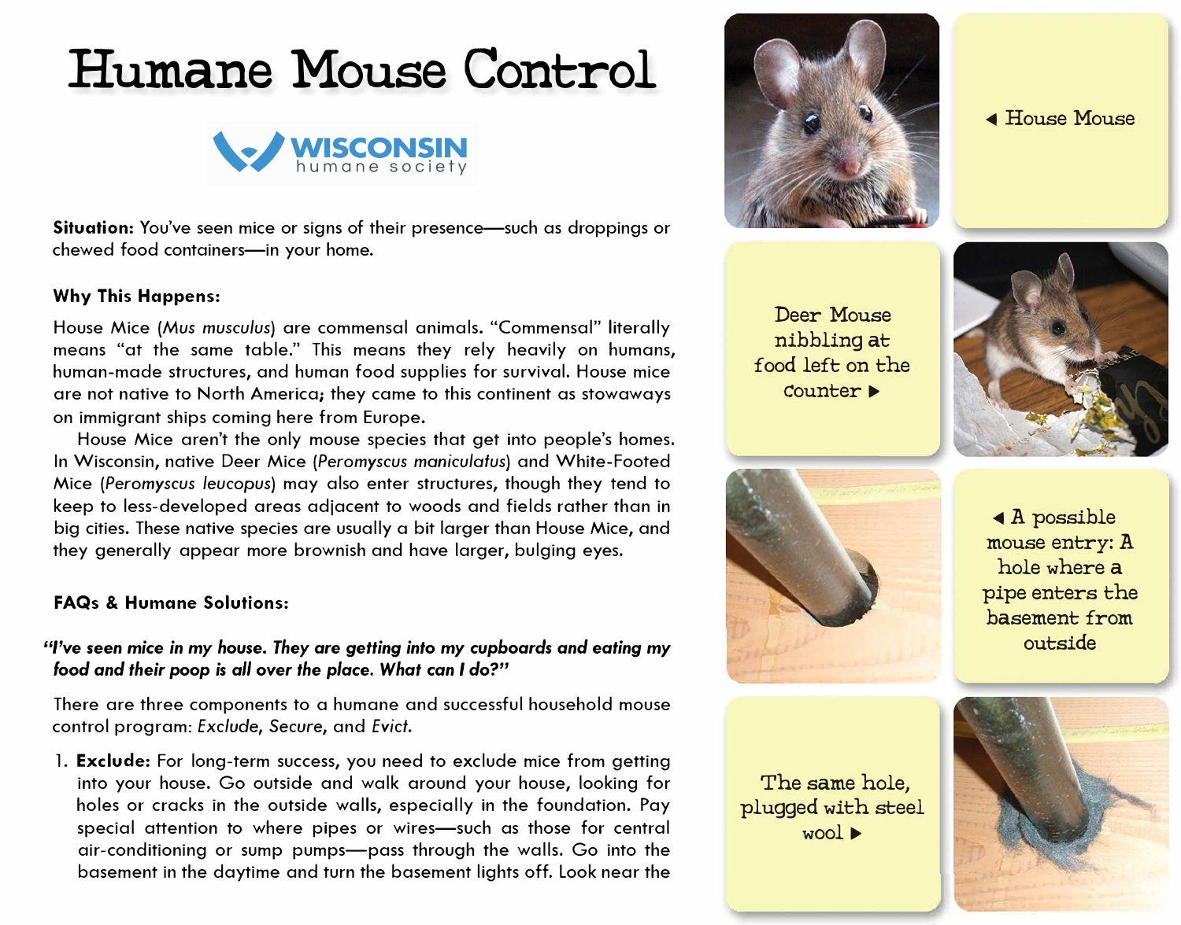# Humane Mouse Control

WISCONSIN humane society

**Situation:** You've seen mice or signs of their presence—such as droppings or chewed food containers—in your home.

### Why This Happens:

House Mice (*Mus musculus*) are commensal animals. "Commensal" literally means "at the same table." This means they rely heavily on humans, human-made structures, and human food supplies for survival. House mice are not native to North America; they came to this continent as stowaways on immigrant ships coming here from Europe.

House Mice aren't the only mouse species that get into people's homes. In Wisconsin, native Deer Mice (*Peromyscus maniculatus*) and White-Footed Mice (*Peromyscus leucopus*) may also enter structures, though they tend to keep to less-developed areas adjacent to woods and fields rather than in big cities. These native species are usually a bit larger than House Mice, and they generally appear more brownish and have larger, bulging eyes.

### FAQs & Humane Solutions:

***"I've seen mice in my house. They are getting into my cupboards and eating my food and their poop is all over the place. What can I do?"***

There are three components to a humane and successful household mouse control program: *Exclude*, *Secure*, and *Evict*.

1. **Exclude:** For long-term success, you need to exclude mice from getting into your house. Go outside and walk around your house, looking for holes or cracks in the outside walls, especially in the foundation. Pay special attention to where pipes or wires—such as those for central air-conditioning or sump pumps—pass through the walls. Go into the basement in the daytime and turn the basement lights off. Look near the

◄ House Mouse

Deer Mouse nibbling at food left on the counter ►

◄ A possible mouse entry: A hole where a pipe enters the basement from outside

The same hole, plugged with steel wool ►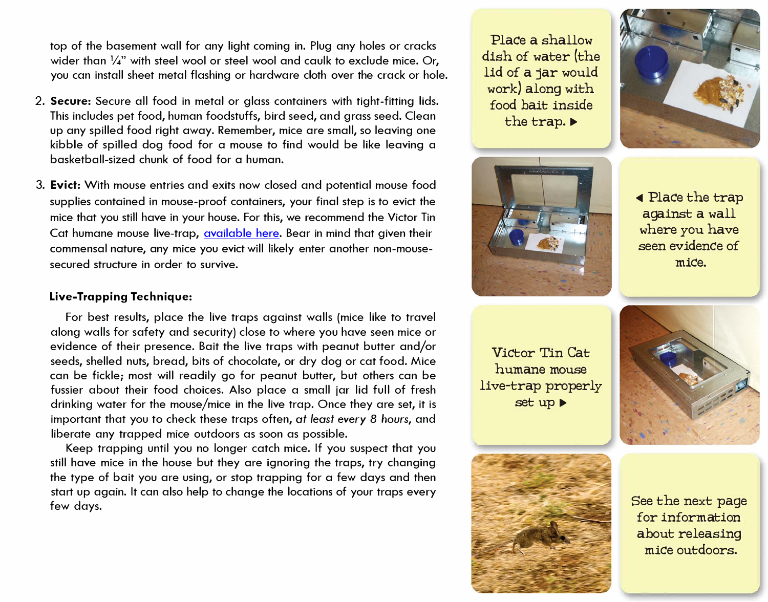top of the basement wall for any light coming in. Plug any holes or cracks wider than ¼" with steel wool or steel wool and caulk to exclude mice. Or, you can install sheet metal flashing or hardware cloth over the crack or hole.

2. **Secure:** Secure all food in metal or glass containers with tight-fitting lids. This includes pet food, human foodstuffs, bird seed, and grass seed. Clean up any spilled food right away. Remember, mice are small, so leaving one kibble of spilled dog food for a mouse to find would be like leaving a basketball-sized chunk of food for a human.

3. **Evict:** With mouse entries and exits now closed and potential mouse food supplies contained in mouse-proof containers, your final step is to evict the mice that you still have in your house. For this, we recommend the Victor Tin Cat humane mouse live-trap, available here. Bear in mind that given their commensal nature, any mice you evict will likely enter another non-mouse-secured structure in order to survive.

### Live-Trapping Technique:

For best results, place the live traps against walls (mice like to travel along walls for safety and security) close to where you have seen mice or evidence of their presence. Bait the live traps with peanut butter and/or seeds, shelled nuts, bread, bits of chocolate, or dry dog or cat food. Mice can be fickle; most will readily go for peanut butter, but others can be fussier about their food choices. Also place a small jar lid full of fresh drinking water for the mouse/mice in the live trap. Once they are set, it is important that you to check these traps often, *at least every 8 hours*, and liberate any trapped mice outdoors as soon as possible.

Keep trapping until you no longer catch mice. If you suspect that you still have mice in the house but they are ignoring the traps, try changing the type of bait you are using, or stop trapping for a few days and then start up again. It can also help to change the locations of your traps every few days.

Place a shallow dish of water (the lid of a jar would work) along with food bait inside the trap. ▶

◀ Place the trap against a wall where you have seen evidence of mice.

Victor Tin Cat humane mouse live-trap properly set up ▶

See the next page for information about releasing mice outdoors.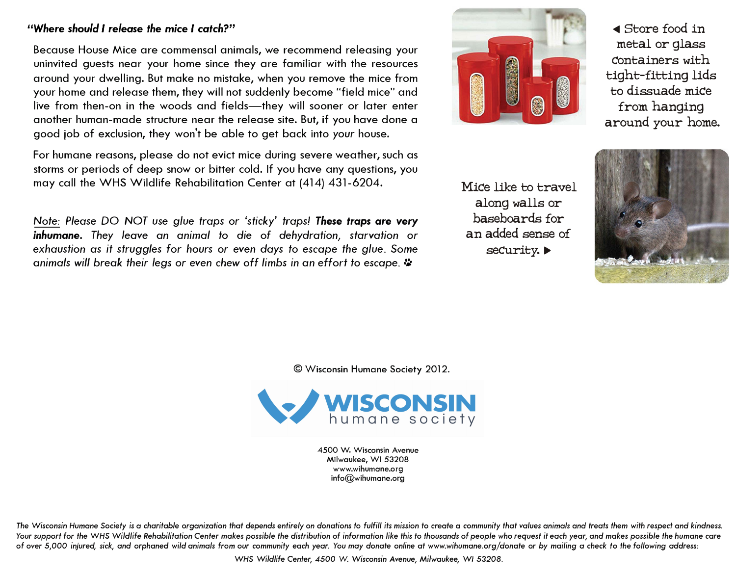***"Where should I release the mice I catch?"***

Because House Mice are commensal animals, we recommend releasing your uninvited guests near your home since they are familiar with the resources around your dwelling. But make no mistake, when you remove the mice from your home and release them, they will not suddenly become "field mice" and live from then-on in the woods and fields—they will sooner or later enter another human-made structure near the release site. But, if you have done a good job of exclusion, they won't be able to get back into *your* house.

For humane reasons, please do not evict mice during severe weather, such as storms or periods of deep snow or bitter cold. If you have any questions, you may call the WHS Wildlife Rehabilitation Center at (414) 431-6204.

*Note: Please DO NOT use glue traps or 'sticky' traps!* ***These traps are very inhumane.*** *They leave an animal to die of dehydration, starvation or exhaustion as it struggles for hours or even days to escape the glue. Some animals will break their legs or even chew off limbs in an effort to escape.*

◄ Store food in metal or glass containers with tight-fitting lids to dissuade mice from hanging around your home.

Mice like to travel along walls or baseboards for an added sense of security. ►

© Wisconsin Humane Society 2012.

WISCONSIN humane society

4500 W. Wisconsin Avenue
Milwaukee, WI 53208
www.wihumane.org
info@wihumane.org

*The Wisconsin Humane Society is a charitable organization that depends entirely on donations to fulfill its mission to create a community that values animals and treats them with respect and kindness. Your support for the WHS Wildlife Rehabilitation Center makes possible the distribution of information like this to thousands of people who request it each year, and makes possible the humane care of over 5,000 injured, sick, and orphaned wild animals from our community each year. You may donate online at www.wihumane.org/donate or by mailing a check to the following address:*

*WHS Wildlife Center, 4500 W. Wisconsin Avenue, Milwaukee, WI 53208.*